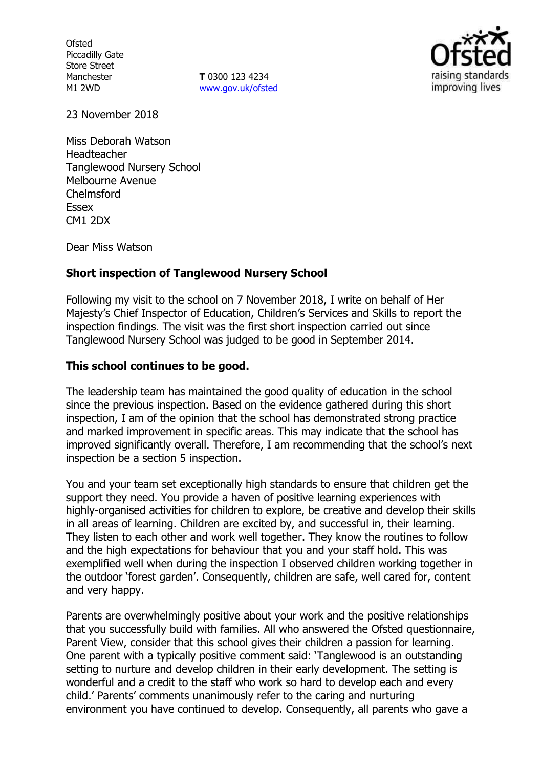Ofsted
Piccadilly Gate
Store Street
Manchester
M1 2WD

**T** 0300 123 4234
www.gov.uk/ofsted

23 November 2018

Miss Deborah Watson
Headteacher
Tanglewood Nursery School
Melbourne Avenue
Chelmsford
Essex
CM1 2DX

Dear Miss Watson

**Short inspection of Tanglewood Nursery School**

Following my visit to the school on 7 November 2018, I write on behalf of Her Majesty's Chief Inspector of Education, Children's Services and Skills to report the inspection findings. The visit was the first short inspection carried out since Tanglewood Nursery School was judged to be good in September 2014.

**This school continues to be good.**

The leadership team has maintained the good quality of education in the school since the previous inspection. Based on the evidence gathered during this short inspection, I am of the opinion that the school has demonstrated strong practice and marked improvement in specific areas. This may indicate that the school has improved significantly overall. Therefore, I am recommending that the school's next inspection be a section 5 inspection.

You and your team set exceptionally high standards to ensure that children get the support they need. You provide a haven of positive learning experiences with highly-organised activities for children to explore, be creative and develop their skills in all areas of learning. Children are excited by, and successful in, their learning. They listen to each other and work well together. They know the routines to follow and the high expectations for behaviour that you and your staff hold. This was exemplified well when during the inspection I observed children working together in the outdoor 'forest garden'. Consequently, children are safe, well cared for, content and very happy.

Parents are overwhelmingly positive about your work and the positive relationships that you successfully build with families. All who answered the Ofsted questionnaire, Parent View, consider that this school gives their children a passion for learning. One parent with a typically positive comment said: 'Tanglewood is an outstanding setting to nurture and develop children in their early development. The setting is wonderful and a credit to the staff who work so hard to develop each and every child.' Parents' comments unanimously refer to the caring and nurturing environment you have continued to develop. Consequently, all parents who gave a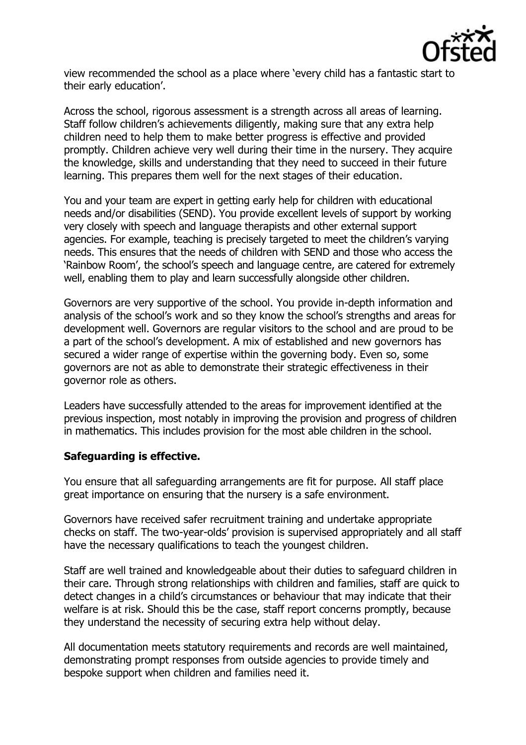view recommended the school as a place where 'every child has a fantastic start to their early education'.

Across the school, rigorous assessment is a strength across all areas of learning. Staff follow children's achievements diligently, making sure that any extra help children need to help them to make better progress is effective and provided promptly. Children achieve very well during their time in the nursery. They acquire the knowledge, skills and understanding that they need to succeed in their future learning. This prepares them well for the next stages of their education.

You and your team are expert in getting early help for children with educational needs and/or disabilities (SEND). You provide excellent levels of support by working very closely with speech and language therapists and other external support agencies. For example, teaching is precisely targeted to meet the children's varying needs. This ensures that the needs of children with SEND and those who access the 'Rainbow Room', the school's speech and language centre, are catered for extremely well, enabling them to play and learn successfully alongside other children.

Governors are very supportive of the school. You provide in-depth information and analysis of the school's work and so they know the school's strengths and areas for development well. Governors are regular visitors to the school and are proud to be a part of the school's development. A mix of established and new governors has secured a wider range of expertise within the governing body. Even so, some governors are not as able to demonstrate their strategic effectiveness in their governor role as others.

Leaders have successfully attended to the areas for improvement identified at the previous inspection, most notably in improving the provision and progress of children in mathematics. This includes provision for the most able children in the school.

**Safeguarding is effective.**

You ensure that all safeguarding arrangements are fit for purpose. All staff place great importance on ensuring that the nursery is a safe environment.

Governors have received safer recruitment training and undertake appropriate checks on staff. The two-year-olds' provision is supervised appropriately and all staff have the necessary qualifications to teach the youngest children.

Staff are well trained and knowledgeable about their duties to safeguard children in their care. Through strong relationships with children and families, staff are quick to detect changes in a child's circumstances or behaviour that may indicate that their welfare is at risk. Should this be the case, staff report concerns promptly, because they understand the necessity of securing extra help without delay.

All documentation meets statutory requirements and records are well maintained, demonstrating prompt responses from outside agencies to provide timely and bespoke support when children and families need it.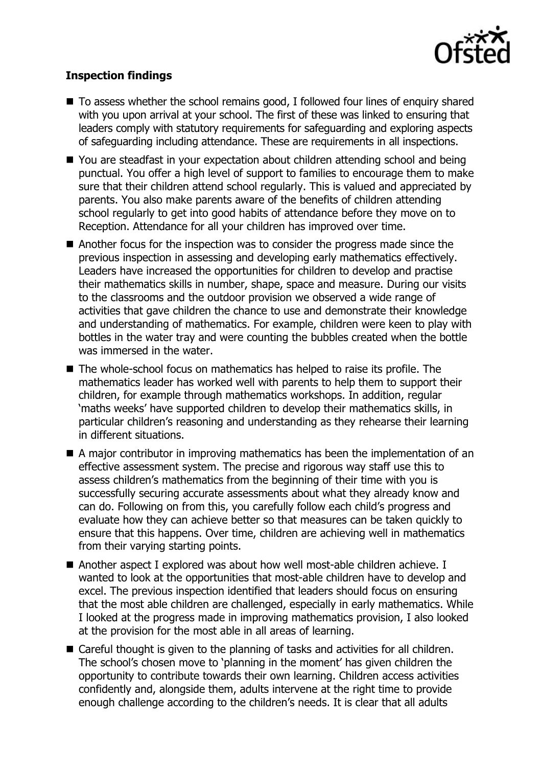**Inspection findings**

- To assess whether the school remains good, I followed four lines of enquiry shared with you upon arrival at your school. The first of these was linked to ensuring that leaders comply with statutory requirements for safeguarding and exploring aspects of safeguarding including attendance. These are requirements in all inspections.
- You are steadfast in your expectation about children attending school and being punctual. You offer a high level of support to families to encourage them to make sure that their children attend school regularly. This is valued and appreciated by parents. You also make parents aware of the benefits of children attending school regularly to get into good habits of attendance before they move on to Reception. Attendance for all your children has improved over time.
- Another focus for the inspection was to consider the progress made since the previous inspection in assessing and developing early mathematics effectively. Leaders have increased the opportunities for children to develop and practise their mathematics skills in number, shape, space and measure. During our visits to the classrooms and the outdoor provision we observed a wide range of activities that gave children the chance to use and demonstrate their knowledge and understanding of mathematics. For example, children were keen to play with bottles in the water tray and were counting the bubbles created when the bottle was immersed in the water.
- The whole-school focus on mathematics has helped to raise its profile. The mathematics leader has worked well with parents to help them to support their children, for example through mathematics workshops. In addition, regular 'maths weeks' have supported children to develop their mathematics skills, in particular children's reasoning and understanding as they rehearse their learning in different situations.
- A major contributor in improving mathematics has been the implementation of an effective assessment system. The precise and rigorous way staff use this to assess children's mathematics from the beginning of their time with you is successfully securing accurate assessments about what they already know and can do. Following on from this, you carefully follow each child's progress and evaluate how they can achieve better so that measures can be taken quickly to ensure that this happens. Over time, children are achieving well in mathematics from their varying starting points.
- Another aspect I explored was about how well most-able children achieve. I wanted to look at the opportunities that most-able children have to develop and excel. The previous inspection identified that leaders should focus on ensuring that the most able children are challenged, especially in early mathematics. While I looked at the progress made in improving mathematics provision, I also looked at the provision for the most able in all areas of learning.
- Careful thought is given to the planning of tasks and activities for all children. The school's chosen move to 'planning in the moment' has given children the opportunity to contribute towards their own learning. Children access activities confidently and, alongside them, adults intervene at the right time to provide enough challenge according to the children's needs. It is clear that all adults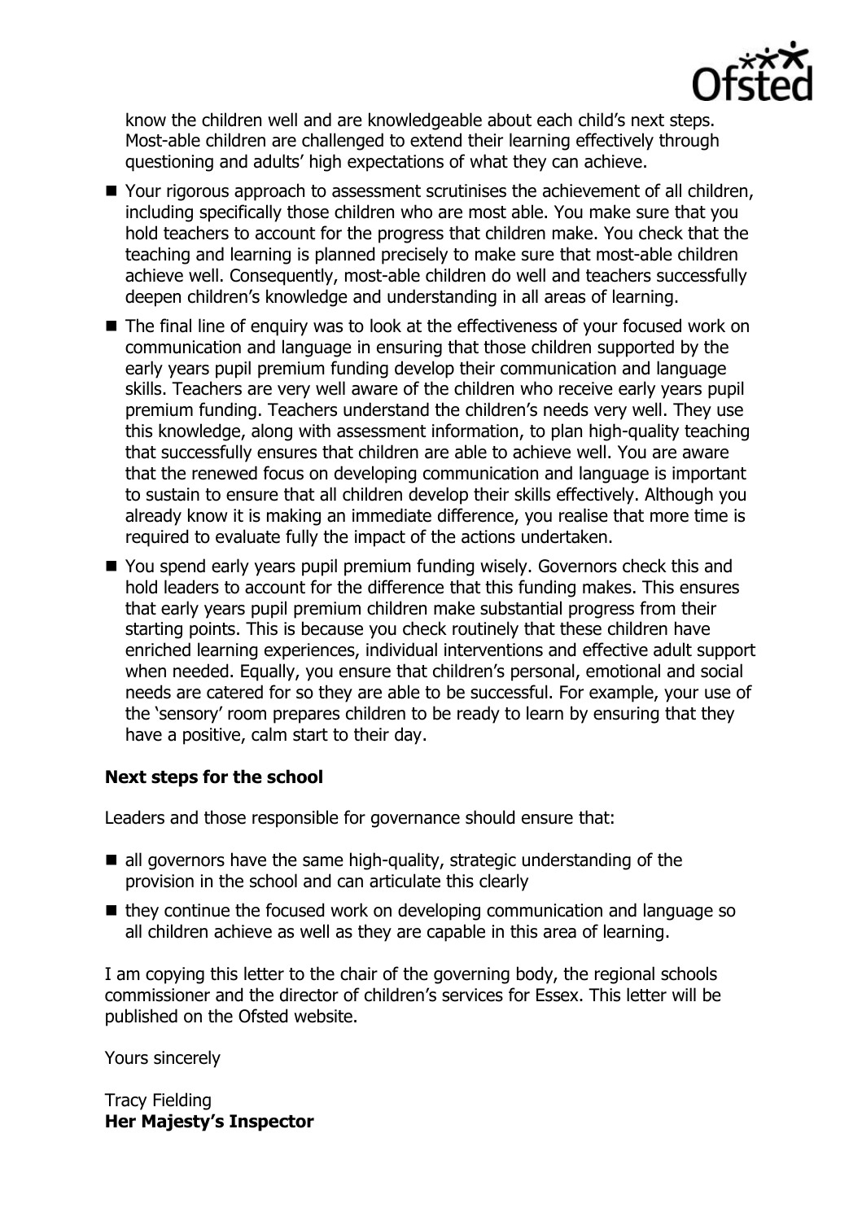know the children well and are knowledgeable about each child's next steps. Most-able children are challenged to extend their learning effectively through questioning and adults' high expectations of what they can achieve.

- Your rigorous approach to assessment scrutinises the achievement of all children, including specifically those children who are most able. You make sure that you hold teachers to account for the progress that children make. You check that the teaching and learning is planned precisely to make sure that most-able children achieve well. Consequently, most-able children do well and teachers successfully deepen children's knowledge and understanding in all areas of learning.
- The final line of enquiry was to look at the effectiveness of your focused work on communication and language in ensuring that those children supported by the early years pupil premium funding develop their communication and language skills. Teachers are very well aware of the children who receive early years pupil premium funding. Teachers understand the children's needs very well. They use this knowledge, along with assessment information, to plan high-quality teaching that successfully ensures that children are able to achieve well. You are aware that the renewed focus on developing communication and language is important to sustain to ensure that all children develop their skills effectively. Although you already know it is making an immediate difference, you realise that more time is required to evaluate fully the impact of the actions undertaken.
- You spend early years pupil premium funding wisely. Governors check this and hold leaders to account for the difference that this funding makes. This ensures that early years pupil premium children make substantial progress from their starting points. This is because you check routinely that these children have enriched learning experiences, individual interventions and effective adult support when needed. Equally, you ensure that children's personal, emotional and social needs are catered for so they are able to be successful. For example, your use of the 'sensory' room prepares children to be ready to learn by ensuring that they have a positive, calm start to their day.

**Next steps for the school**

Leaders and those responsible for governance should ensure that:

- all governors have the same high-quality, strategic understanding of the provision in the school and can articulate this clearly
- they continue the focused work on developing communication and language so all children achieve as well as they are capable in this area of learning.

I am copying this letter to the chair of the governing body, the regional schools commissioner and the director of children's services for Essex. This letter will be published on the Ofsted website.

Yours sincerely

Tracy Fielding
**Her Majesty's Inspector**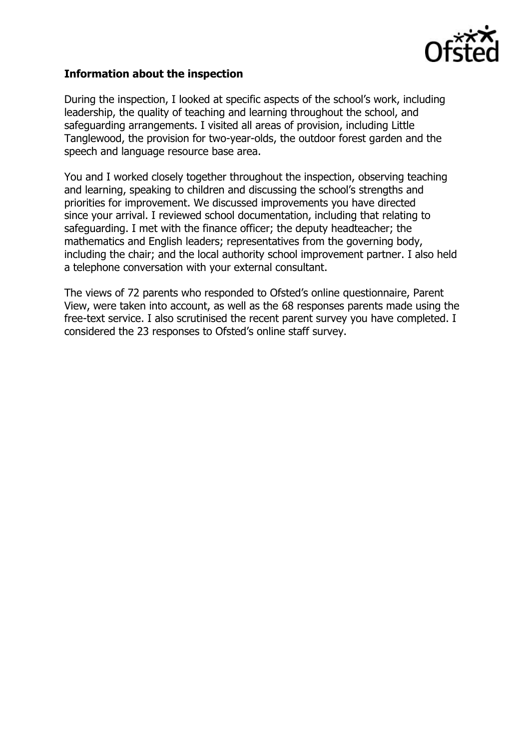### Information about the inspection

During the inspection, I looked at specific aspects of the school's work, including leadership, the quality of teaching and learning throughout the school, and safeguarding arrangements. I visited all areas of provision, including Little Tanglewood, the provision for two-year-olds, the outdoor forest garden and the speech and language resource base area.

You and I worked closely together throughout the inspection, observing teaching and learning, speaking to children and discussing the school's strengths and priorities for improvement. We discussed improvements you have directed since your arrival. I reviewed school documentation, including that relating to safeguarding. I met with the finance officer; the deputy headteacher; the mathematics and English leaders; representatives from the governing body, including the chair; and the local authority school improvement partner. I also held a telephone conversation with your external consultant.

The views of 72 parents who responded to Ofsted's online questionnaire, Parent View, were taken into account, as well as the 68 responses parents made using the free-text service. I also scrutinised the recent parent survey you have completed. I considered the 23 responses to Ofsted's online staff survey.